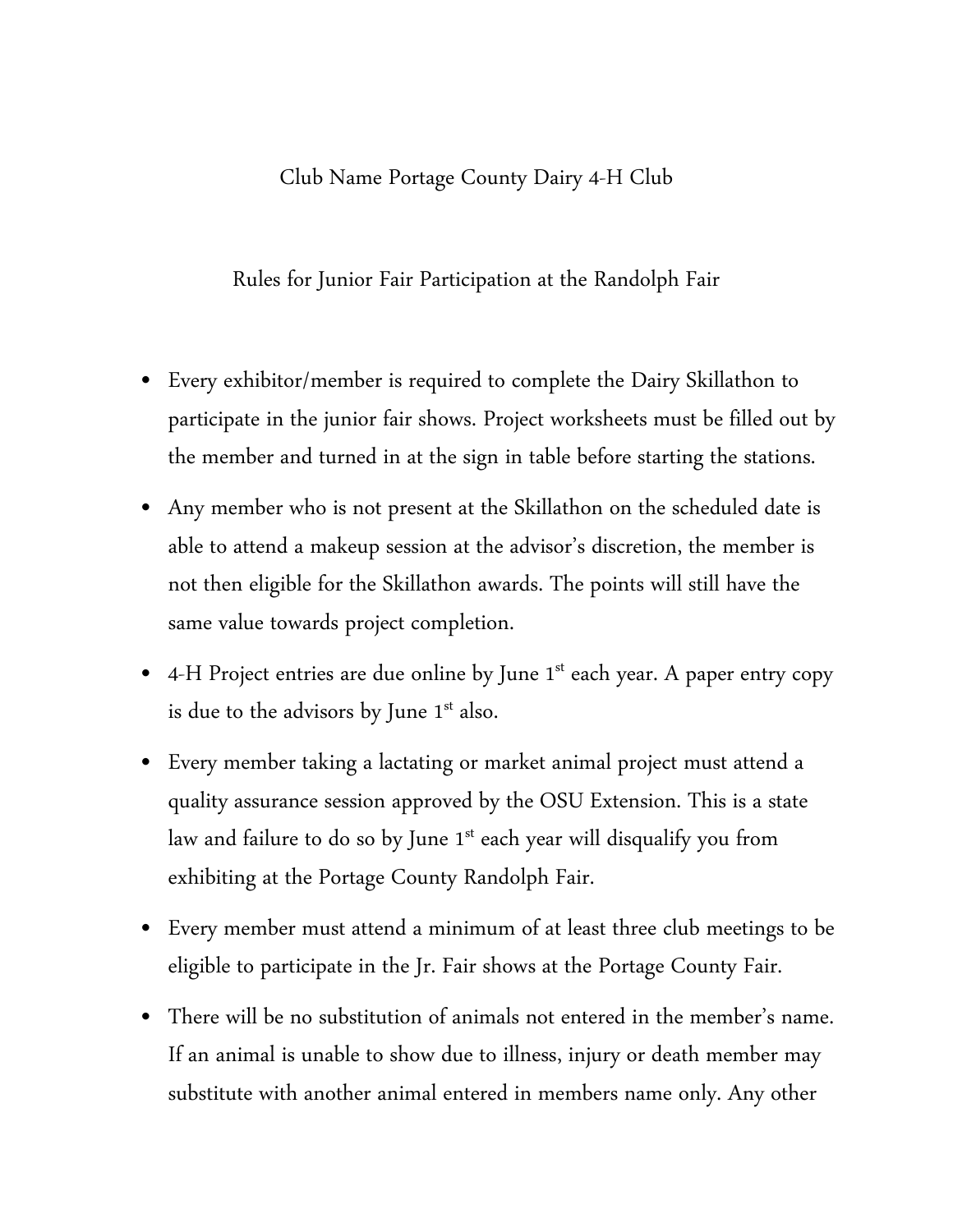Club Name Portage County Dairy 4-H Club

Rules for Junior Fair Participation at the Randolph Fair

- Every exhibitor/member is required to complete the Dairy Skillathon to participate in the junior fair shows. Project worksheets must be filled out by the member and turned in at the sign in table before starting the stations.
- Any member who is not present at the Skillathon on the scheduled date is able to attend a makeup session at the advisor's discretion, the member is not then eligible for the Skillathon awards. The points will still have the same value towards project completion.
- 4-H Project entries are due online by June 1st each year. A paper entry copy is due to the advisors by June 1st also.
- Every member taking a lactating or market animal project must attend a quality assurance session approved by the OSU Extension. This is a state law and failure to do so by June 1st each year will disqualify you from exhibiting at the Portage County Randolph Fair.
- Every member must attend a minimum of at least three club meetings to be eligible to participate in the Jr. Fair shows at the Portage County Fair.
- There will be no substitution of animals not entered in the member's name. If an animal is unable to show due to illness, injury or death member may substitute with another animal entered in members name only. Any other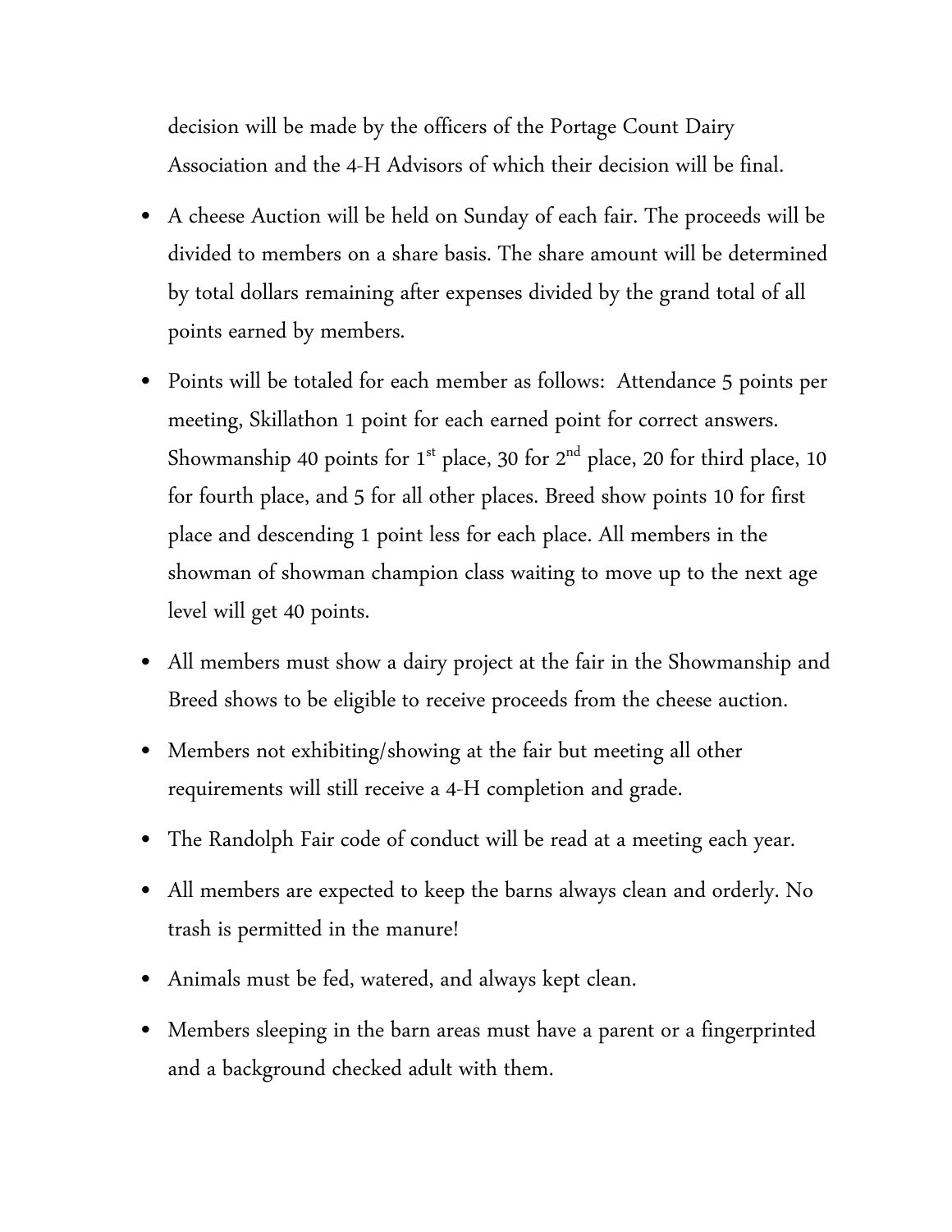decision will be made by the officers of the Portage Count Dairy Association and the 4-H Advisors of which their decision will be final.

- A cheese Auction will be held on Sunday of each fair. The proceeds will be divided to members on a share basis. The share amount will be determined by total dollars remaining after expenses divided by the grand total of all points earned by members.
- Points will be totaled for each member as follows: Attendance 5 points per meeting, Skillathon 1 point for each earned point for correct answers. Showmanship 40 points for 1st place, 30 for 2nd place, 20 for third place, 10 for fourth place, and 5 for all other places. Breed show points 10 for first place and descending 1 point less for each place. All members in the showman of showman champion class waiting to move up to the next age level will get 40 points.
- All members must show a dairy project at the fair in the Showmanship and Breed shows to be eligible to receive proceeds from the cheese auction.
- Members not exhibiting/showing at the fair but meeting all other requirements will still receive a 4-H completion and grade.
- The Randolph Fair code of conduct will be read at a meeting each year.
- All members are expected to keep the barns always clean and orderly. No trash is permitted in the manure!
- Animals must be fed, watered, and always kept clean.
- Members sleeping in the barn areas must have a parent or a fingerprinted and a background checked adult with them.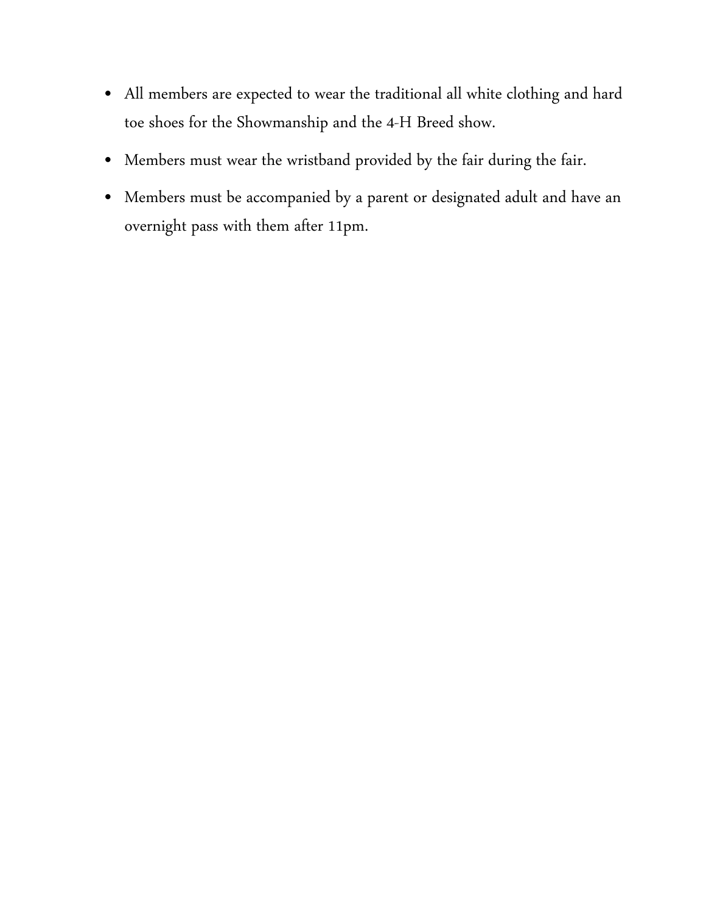- All members are expected to wear the traditional all white clothing and hard toe shoes for the Showmanship and the 4-H Breed show.
- Members must wear the wristband provided by the fair during the fair.
- Members must be accompanied by a parent or designated adult and have an overnight pass with them after 11pm.